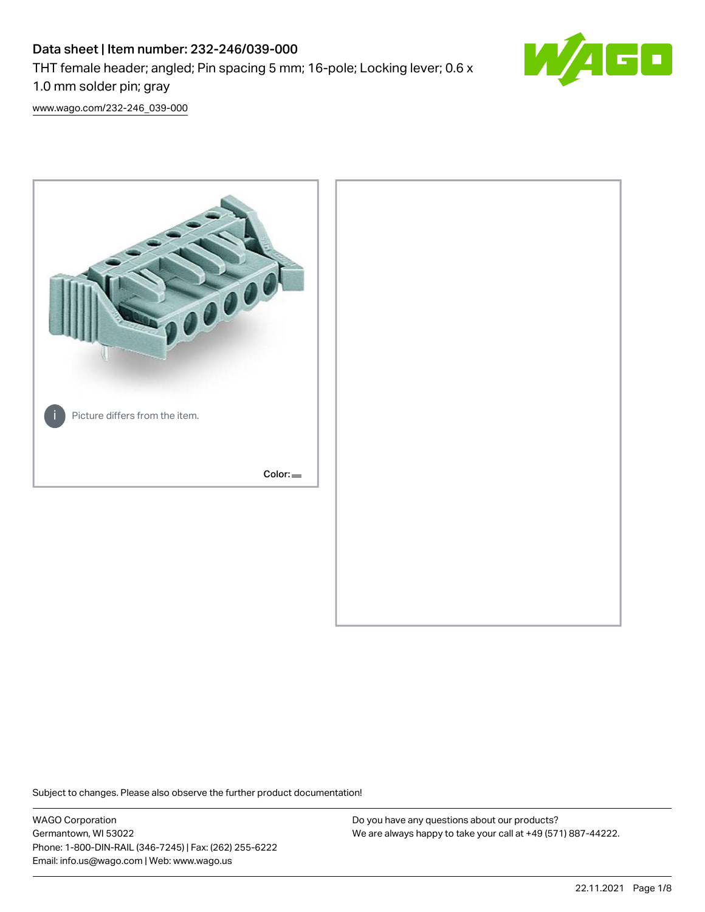# Data sheet | Item number: 232-246/039-000

THT female header; angled; Pin spacing 5 mm; 16-pole; Locking lever; 0.6 x 1.0 mm solder pin; gray

www.wago.com/232-246_039-000

Picture differs from the item.

Color:

Subject to changes. Please also observe the further product documentation!

WAGO Corporation
Germantown, WI 53022
Phone: 1-800-DIN-RAIL (346-7245) | Fax: (262) 255-6222
Email: info.us@wago.com | Web: www.wago.us

Do you have any questions about our products?
We are always happy to take your call at +49 (571) 887-44222.

22.11.2021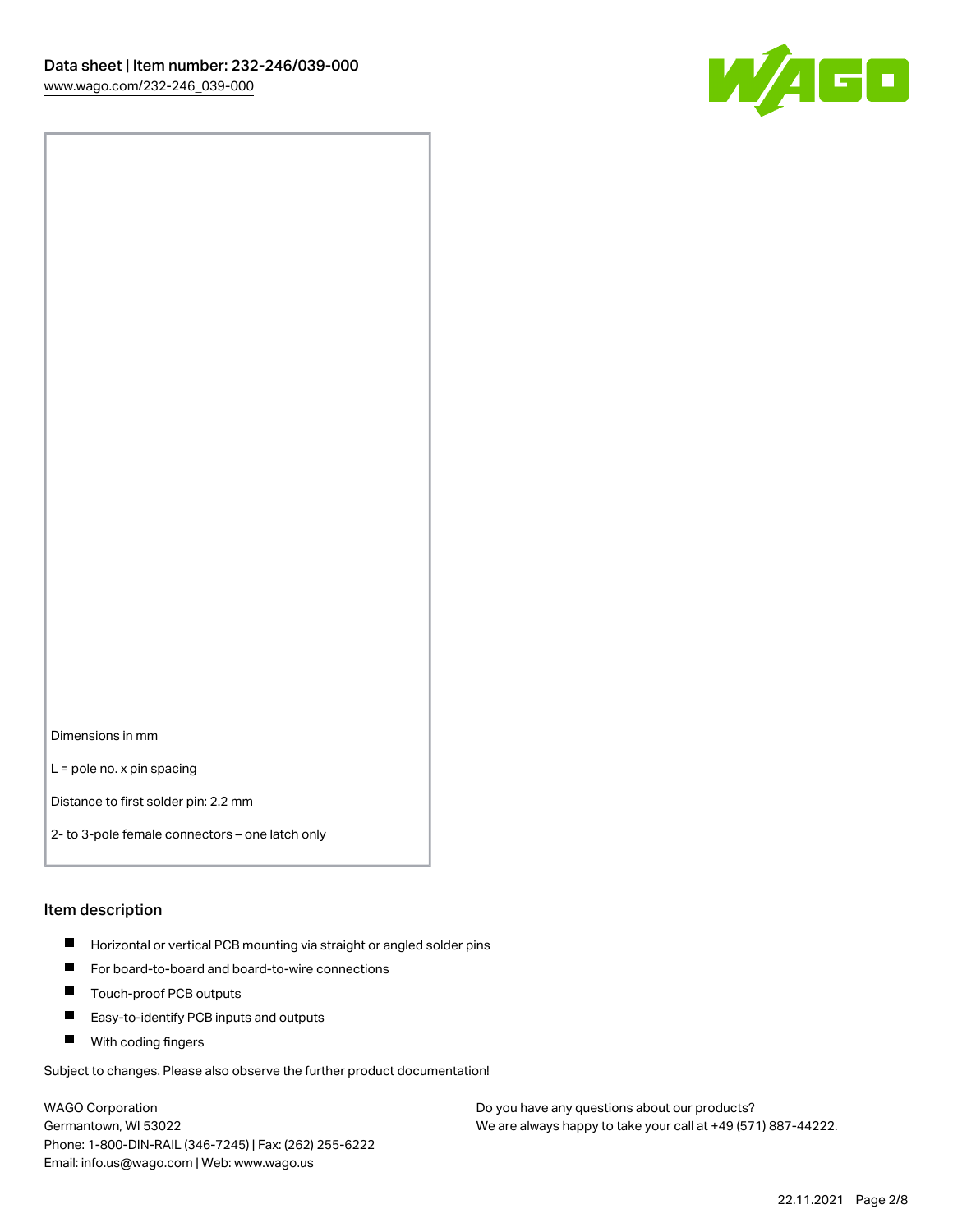Dimensions in mm

L = pole no. x pin spacing

Distance to first solder pin: 2.2 mm

2- to 3-pole female connectors – one latch only

## Item description

- Horizontal or vertical PCB mounting via straight or angled solder pins
- For board-to-board and board-to-wire connections
- Touch-proof PCB outputs
- Easy-to-identify PCB inputs and outputs
- With coding fingers

Subject to changes. Please also observe the further product documentation!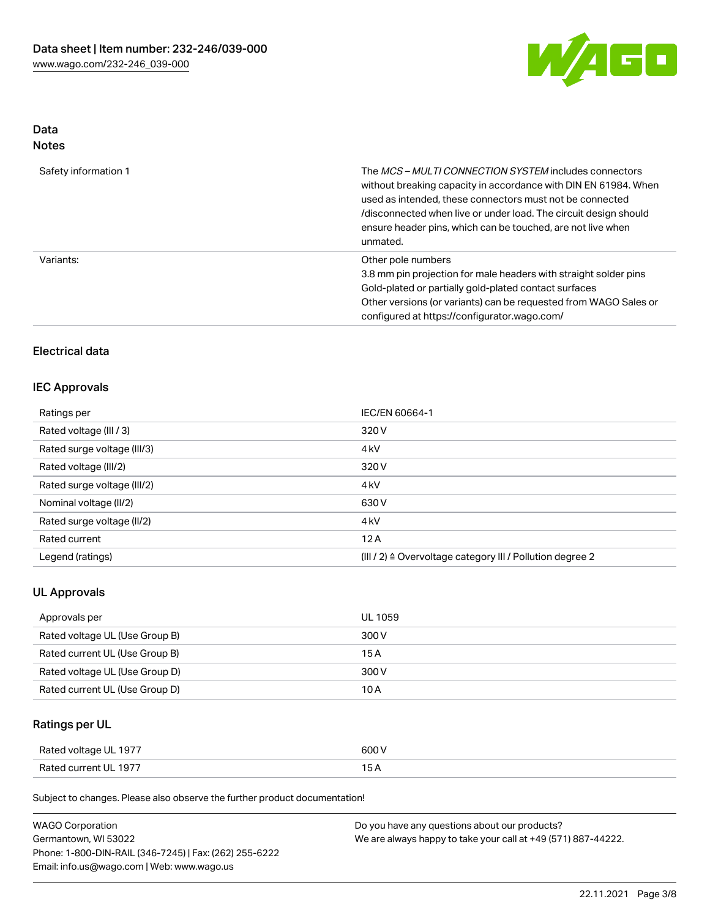## Data
## Notes

| | |
|---|---|
| Safety information 1 | The *MCS – MULTI CONNECTION SYSTEM* includes connectors without breaking capacity in accordance with DIN EN 61984. When used as intended, these connectors must not be connected /disconnected when live or under load. The circuit design should ensure header pins, which can be touched, are not live when unmated. |
| Variants: | Other pole numbers<br>3.8 mm pin projection for male headers with straight solder pins<br>Gold-plated or partially gold-plated contact surfaces<br>Other versions (or variants) can be requested from WAGO Sales or configured at https://configurator.wago.com/ |

## Electrical data

### IEC Approvals

| | |
|---|---|
| Ratings per | IEC/EN 60664-1 |
| Rated voltage (III / 3) | 320 V |
| Rated surge voltage (III/3) | 4 kV |
| Rated voltage (III/2) | 320 V |
| Rated surge voltage (III/2) | 4 kV |
| Nominal voltage (II/2) | 630 V |
| Rated surge voltage (II/2) | 4 kV |
| Rated current | 12 A |
| Legend (ratings) | (III / 2) ≙ Overvoltage category III / Pollution degree 2 |

### UL Approvals

| | |
|---|---|
| Approvals per | UL 1059 |
| Rated voltage UL (Use Group B) | 300 V |
| Rated current UL (Use Group B) | 15 A |
| Rated voltage UL (Use Group D) | 300 V |
| Rated current UL (Use Group D) | 10 A |

### Ratings per UL

| | |
|---|---|
| Rated voltage UL 1977 | 600 V |
| Rated current UL 1977 | 15 A |

Subject to changes. Please also observe the further product documentation!

WAGO Corporation
Germantown, WI 53022
Phone: 1-800-DIN-RAIL (346-7245) | Fax: (262) 255-6222
Email: info.us@wago.com | Web: www.wago.us

Do you have any questions about our products?
We are always happy to take your call at +49 (571) 887-44222.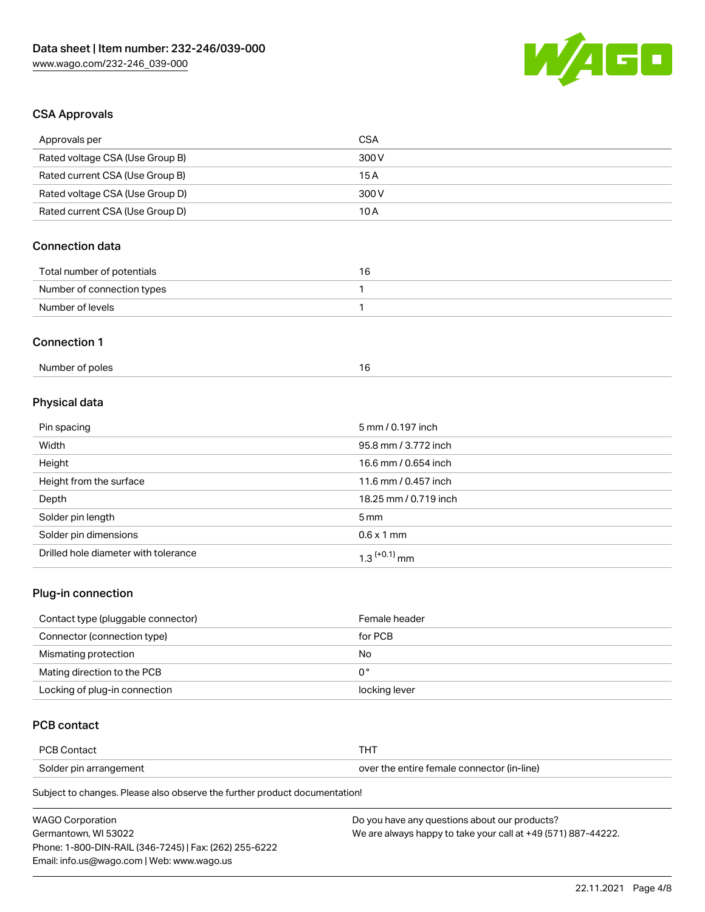## CSA Approvals

| Approvals per | CSA |
|---|---|
| Rated voltage CSA (Use Group B) | 300 V |
| Rated current CSA (Use Group B) | 15 A |
| Rated voltage CSA (Use Group D) | 300 V |
| Rated current CSA (Use Group D) | 10 A |

## Connection data

| Total number of potentials | 16 |
|---|---|
| Number of connection types | 1 |
| Number of levels | 1 |

## Connection 1

| Number of poles | 16 |
|---|---|

## Physical data

| Pin spacing | 5 mm / 0.197 inch |
|---|---|
| Width | 95.8 mm / 3.772 inch |
| Height | 16.6 mm / 0.654 inch |
| Height from the surface | 11.6 mm / 0.457 inch |
| Depth | 18.25 mm / 0.719 inch |
| Solder pin length | 5 mm |
| Solder pin dimensions | 0.6 x 1 mm |
| Drilled hole diameter with tolerance | $1.3^{(+0.1)}$ mm |

## Plug-in connection

| Contact type (pluggable connector) | Female header |
|---|---|
| Connector (connection type) | for PCB |
| Mismating protection | No |
| Mating direction to the PCB | 0° |
| Locking of plug-in connection | locking lever |

## PCB contact

| PCB Contact | THT |
|---|---|
| Solder pin arrangement | over the entire female connector (in-line) |

Subject to changes. Please also observe the further product documentation!

WAGO Corporation
Germantown, WI 53022
Phone: 1-800-DIN-RAIL (346-7245) | Fax: (262) 255-6222
Email: info.us@wago.com | Web: www.wago.us

Do you have any questions about our products?
We are always happy to take your call at +49 (571) 887-44222.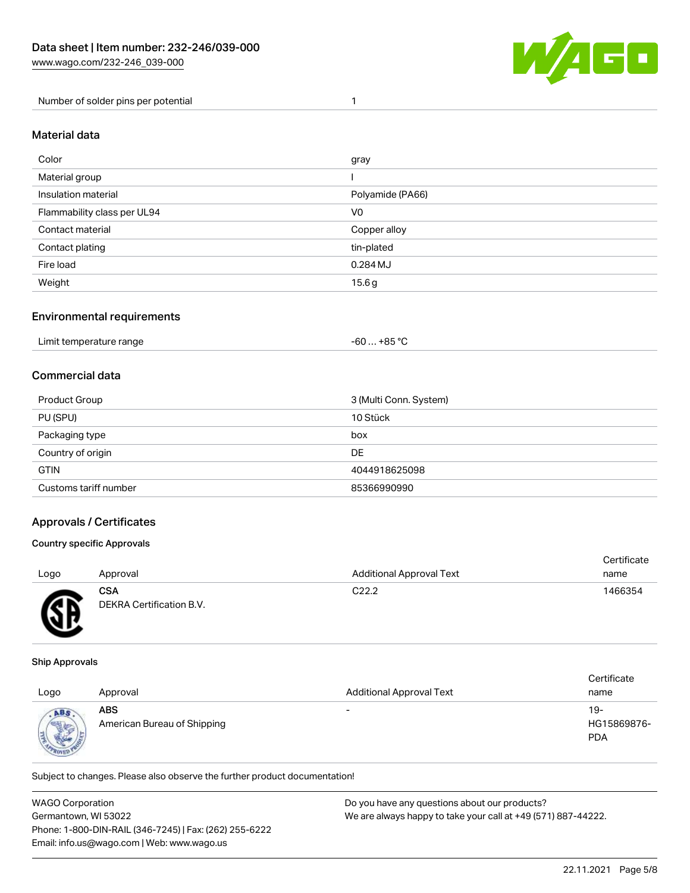| Number of solder pins per potential | 1 |
| --- | --- |

## Material data

| Color | gray |
| --- | --- |
| Material group | I |
| Insulation material | Polyamide (PA66) |
| Flammability class per UL94 | V0 |
| Contact material | Copper alloy |
| Contact plating | tin-plated |
| Fire load | 0.284 MJ |
| Weight | 15.6 g |

## Environmental requirements

| Limit temperature range | -60 … +85 °C |
| --- | --- |

## Commercial data

| Product Group | 3 (Multi Conn. System) |
| --- | --- |
| PU (SPU) | 10 Stück |
| Packaging type | box |
| Country of origin | DE |
| GTIN | 4044918625098 |
| Customs tariff number | 85366990990 |

## Approvals / Certificates

### Country specific Approvals

| Logo | Approval | Additional Approval Text | Certificate name |
| --- | --- | --- | --- |
| | **CSA** DEKRA Certification B.V. | C22.2 | 1466354 |

### Ship Approvals

| Logo | Approval | Additional Approval Text | Certificate name |
| --- | --- | --- | --- |
| | **ABS** American Bureau of Shipping | - | 19-HG15869876-PDA |

Subject to changes. Please also observe the further product documentation!

WAGO Corporation
Germantown, WI 53022
Phone: 1-800-DIN-RAIL (346-7245) | Fax: (262) 255-6222
Email: info.us@wago.com | Web: www.wago.us

Do you have any questions about our products?
We are always happy to take your call at +49 (571) 887-44222.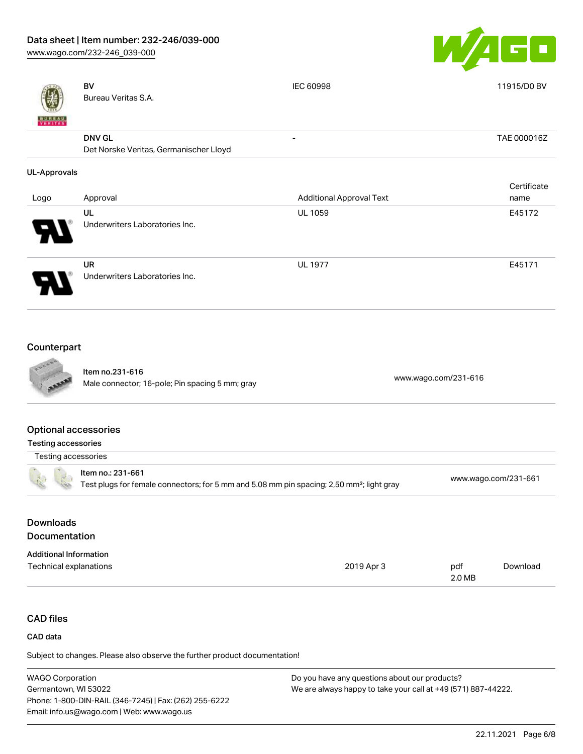| | | | |
|---|---|---|---|
| | **BV**<br>Bureau Veritas S.A. | IEC 60998 | 11915/D0 BV |
| | **DNV GL**<br>Det Norske Veritas, Germanischer Lloyd | - | TAE 000016Z |

**UL-Approvals**

| Logo | Approval | Additional Approval Text | Certificate name |
|---|---|---|---|
| | **UL**<br>Underwriters Laboratories Inc. | UL 1059 | E45172 |
| | **UR**<br>Underwriters Laboratories Inc. | UL 1977 | E45171 |

## Counterpart

| | | |
|---|---|---|
| | **Item no.231-616**<br>Male connector; 16-pole; Pin spacing 5 mm; gray | www.wago.com/231-616 |

## Optional accessories

**Testing accessories**

| Testing accessories | | |
|---|---|---|
| | **Item no.: 231-661**<br>Test plugs for female connectors; for 5 mm and 5.08 mm pin spacing; 2,50 mm²; light gray | www.wago.com/231-661 |

## Downloads

## Documentation

**Additional Information**

| | | | |
|---|---|---|---|
| Technical explanations | 2019 Apr 3 | pdf<br>2.0 MB | Download |

## CAD files

**CAD data**

Subject to changes. Please also observe the further product documentation!

WAGO Corporation
Germantown, WI 53022
Phone: 1-800-DIN-RAIL (346-7245) | Fax: (262) 255-6222
Email: info.us@wago.com | Web: www.wago.us

Do you have any questions about our products?
We are always happy to take your call at +49 (571) 887-44222.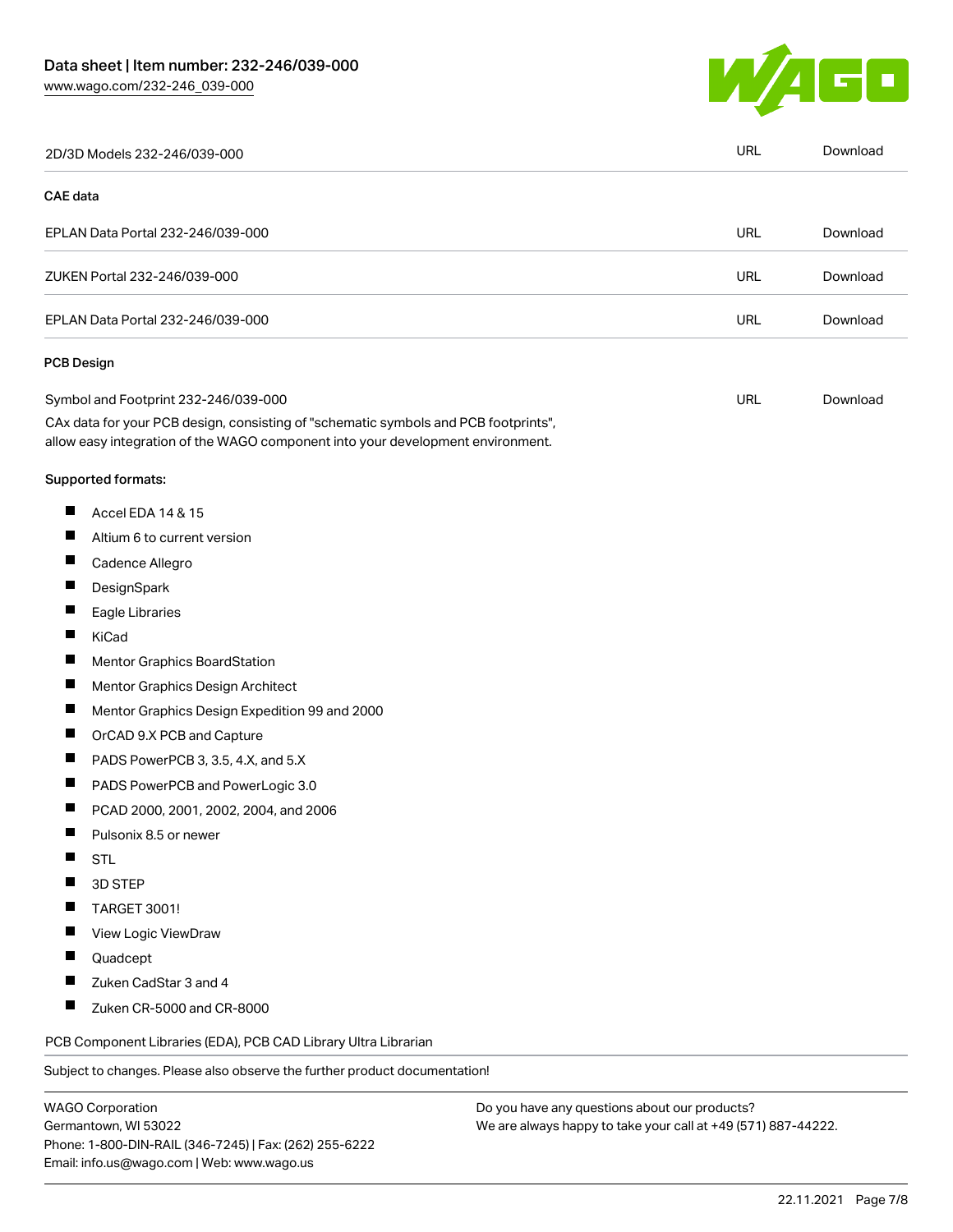| | | |
|---|---|---|
| 2D/3D Models 232-246/039-000 | URL | Download |

**CAE data**

| | | |
|---|---|---|
| EPLAN Data Portal 232-246/039-000 | URL | Download |
| ZUKEN Portal 232-246/039-000 | URL | Download |
| EPLAN Data Portal 232-246/039-000 | URL | Download |

**PCB Design**

| | | |
|---|---|---|
| Symbol and Footprint 232-246/039-000 | URL | Download |

CAx data for your PCB design, consisting of "schematic symbols and PCB footprints", allow easy integration of the WAGO component into your development environment.

Supported formats:

- Accel EDA 14 & 15
- Altium 6 to current version
- Cadence Allegro
- DesignSpark
- Eagle Libraries
- KiCad
- Mentor Graphics BoardStation
- Mentor Graphics Design Architect
- Mentor Graphics Design Expedition 99 and 2000
- OrCAD 9.X PCB and Capture
- PADS PowerPCB 3, 3.5, 4.X, and 5.X
- PADS PowerPCB and PowerLogic 3.0
- PCAD 2000, 2001, 2002, 2004, and 2006
- Pulsonix 8.5 or newer
- STL
- 3D STEP
- TARGET 3001!
- View Logic ViewDraw
- Quadcept
- Zuken CadStar 3 and 4
- Zuken CR-5000 and CR-8000

PCB Component Libraries (EDA), PCB CAD Library Ultra Librarian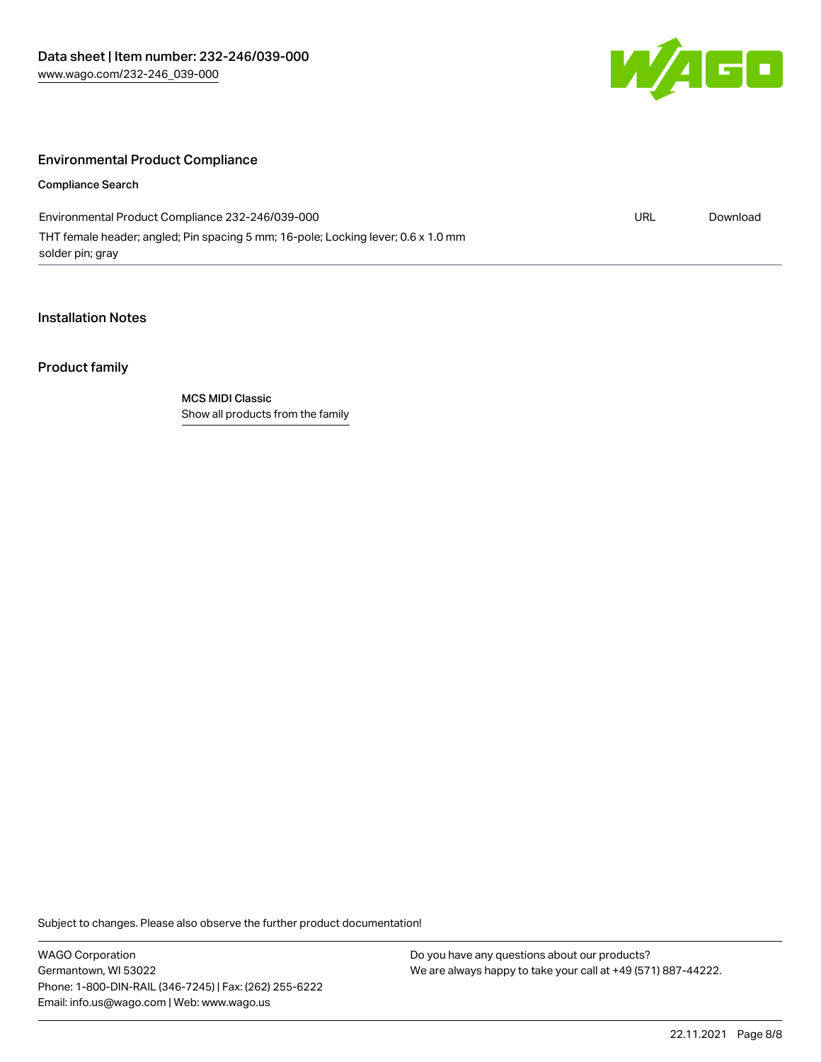## Environmental Product Compliance

**Compliance Search**

| | | |
|---|---|---|
| Environmental Product Compliance 232-246/039-000<br>THT female header; angled; Pin spacing 5 mm; 16-pole; Locking lever; 0.6 x 1.0 mm solder pin; gray | URL | Download |

## Installation Notes

## Product family

**MCS MIDI Classic**
Show all products from the family

Subject to changes. Please also observe the further product documentation!

WAGO Corporation
Germantown, WI 53022
Phone: 1-800-DIN-RAIL (346-7245) | Fax: (262) 255-6222
Email: info.us@wago.com | Web: www.wago.us

Do you have any questions about our products?
We are always happy to take your call at +49 (571) 887-44222.